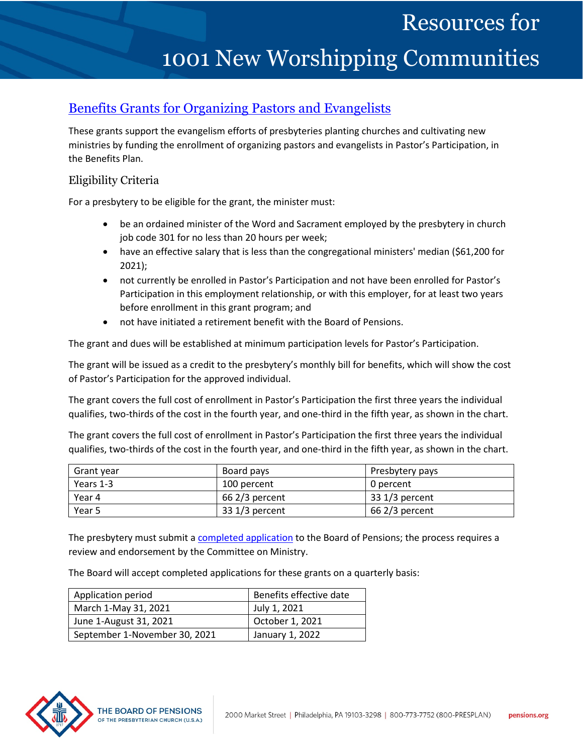# Resources for 1001 New Worshipping Communities

## [Benefits Grants for Organizing Pastors and Evangelists]()

These grants support the evangelism efforts of presbyteries planting churches and cultivating new ministries by funding the enrollment of organizing pastors and evangelists in Pastor's Participation, in the Benefits Plan.

### Eligibility Criteria

For a presbytery to be eligible for the grant, the minister must:

- be an ordained minister of the Word and Sacrament employed by the presbytery in church job code 301 for no less than 20 hours per week;
- have an effective salary that is less than the congregational ministers' median ($61,200 for 2021);
- not currently be enrolled in Pastor's Participation and not have been enrolled for Pastor's Participation in this employment relationship, or with this employer, for at least two years before enrollment in this grant program; and
- not have initiated a retirement benefit with the Board of Pensions.

The grant and dues will be established at minimum participation levels for Pastor's Participation.

The grant will be issued as a credit to the presbytery's monthly bill for benefits, which will show the cost of Pastor's Participation for the approved individual.

The grant covers the full cost of enrollment in Pastor's Participation the first three years the individual qualifies, two-thirds of the cost in the fourth year, and one-third in the fifth year, as shown in the chart.

The grant covers the full cost of enrollment in Pastor's Participation the first three years the individual qualifies, two-thirds of the cost in the fourth year, and one-third in the fifth year, as shown in the chart.

| Grant year | Board pays | Presbytery pays |
|---|---|---|
| Years 1-3 | 100 percent | 0 percent |
| Year 4 | 66 2/3 percent | 33 1/3 percent |
| Year 5 | 33 1/3 percent | 66 2/3 percent |

The presbytery must submit a [completed application]() to the Board of Pensions; the process requires a review and endorsement by the Committee on Ministry.

The Board will accept completed applications for these grants on a quarterly basis:

| Application period | Benefits effective date |
|---|---|
| March 1-May 31, 2021 | July 1, 2021 |
| June 1-August 31, 2021 | October 1, 2021 |
| September 1-November 30, 2021 | January 1, 2022 |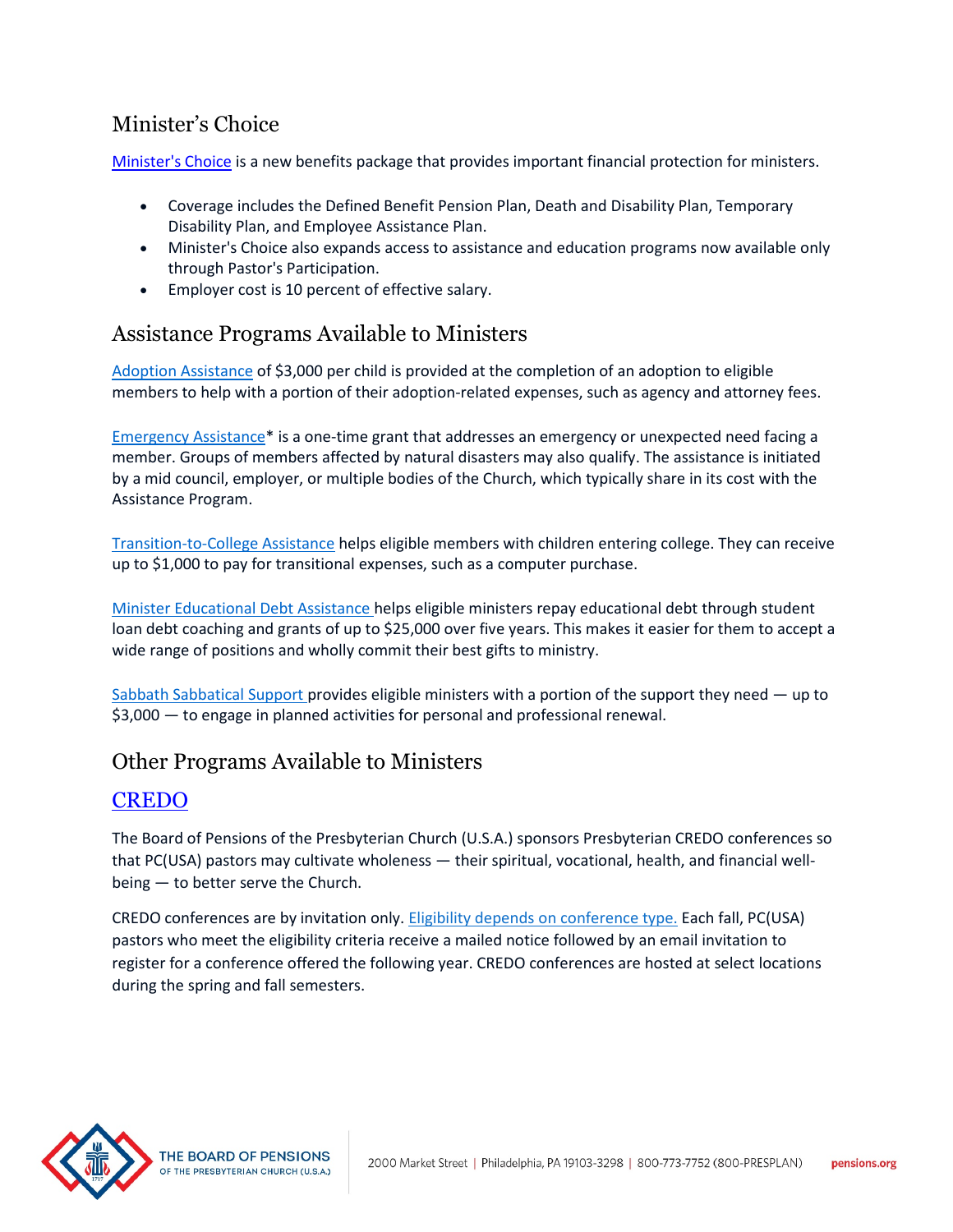## Minister's Choice

Minister's Choice is a new benefits package that provides important financial protection for ministers.

- Coverage includes the Defined Benefit Pension Plan, Death and Disability Plan, Temporary Disability Plan, and Employee Assistance Plan.
- Minister's Choice also expands access to assistance and education programs now available only through Pastor's Participation.
- Employer cost is 10 percent of effective salary.

## Assistance Programs Available to Ministers

Adoption Assistance of $3,000 per child is provided at the completion of an adoption to eligible members to help with a portion of their adoption-related expenses, such as agency and attorney fees.

Emergency Assistance* is a one-time grant that addresses an emergency or unexpected need facing a member. Groups of members affected by natural disasters may also qualify. The assistance is initiated by a mid council, employer, or multiple bodies of the Church, which typically share in its cost with the Assistance Program.

Transition-to-College Assistance helps eligible members with children entering college. They can receive up to $1,000 to pay for transitional expenses, such as a computer purchase.

Minister Educational Debt Assistance helps eligible ministers repay educational debt through student loan debt coaching and grants of up to $25,000 over five years. This makes it easier for them to accept a wide range of positions and wholly commit their best gifts to ministry.

Sabbath Sabbatical Support provides eligible ministers with a portion of the support they need — up to $3,000 — to engage in planned activities for personal and professional renewal.

## Other Programs Available to Ministers

### CREDO

The Board of Pensions of the Presbyterian Church (U.S.A.) sponsors Presbyterian CREDO conferences so that PC(USA) pastors may cultivate wholeness — their spiritual, vocational, health, and financial well-being — to better serve the Church.

CREDO conferences are by invitation only. Eligibility depends on conference type. Each fall, PC(USA) pastors who meet the eligibility criteria receive a mailed notice followed by an email invitation to register for a conference offered the following year. CREDO conferences are hosted at select locations during the spring and fall semesters.